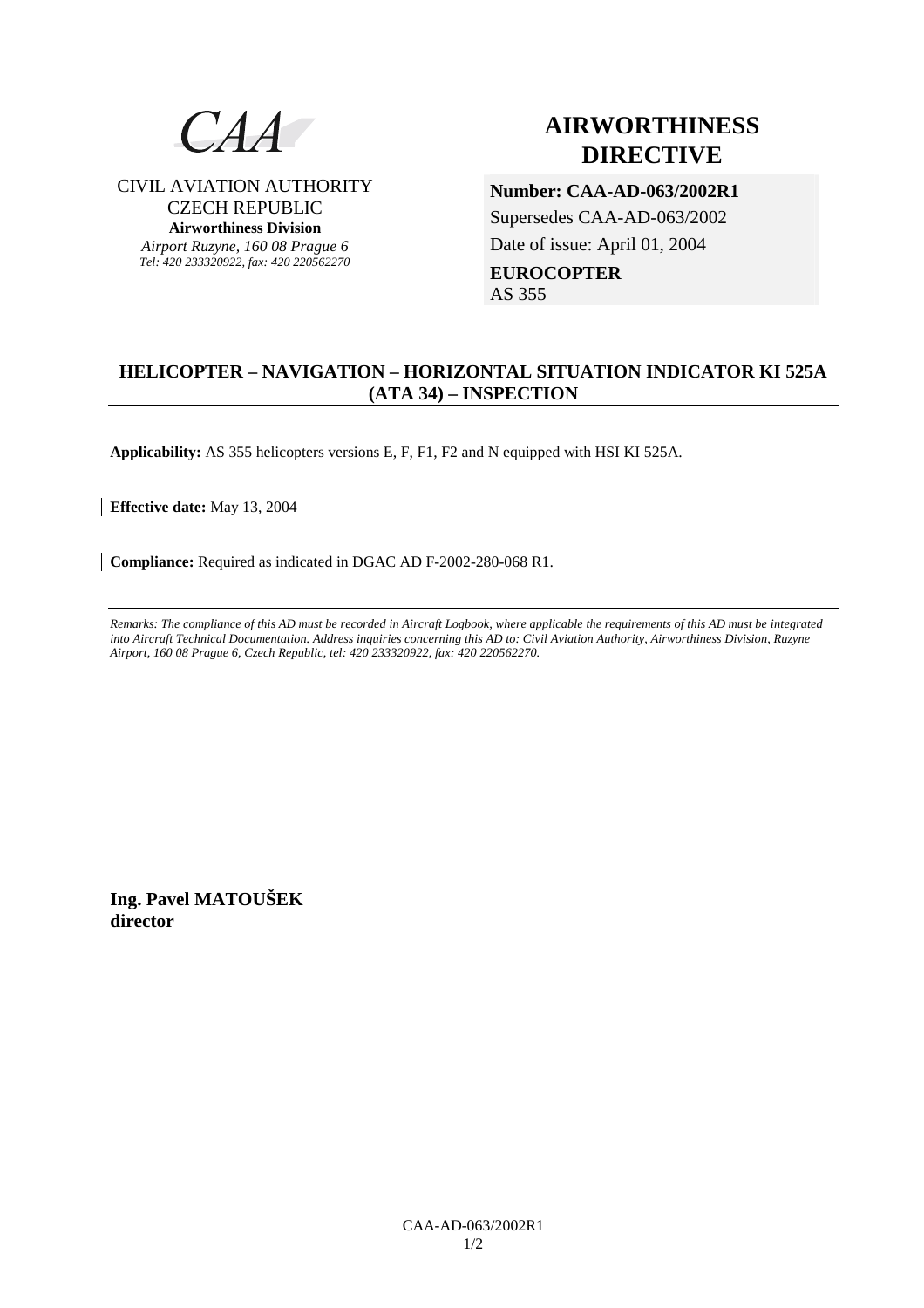CAA

CIVIL AVIATION AUTHORITY
CZECH REPUBLIC
**Airworthiness Division**
*Airport Ruzyne, 160 08 Prague 6*
*Tel: 420 233320922, fax: 420 220562270*

# AIRWORTHINESS DIRECTIVE

**Number: CAA-AD-063/2002R1**
Supersedes CAA-AD-063/2002
Date of issue: April 01, 2004
**EUROCOPTER**
AS 355

## HELICOPTER – NAVIGATION – HORIZONTAL SITUATION INDICATOR KI 525A (ATA 34) – INSPECTION

**Applicability:** AS 355 helicopters versions E, F, F1, F2 and N equipped with HSI KI 525A.

**Effective date:** May 13, 2004

**Compliance:** Required as indicated in DGAC AD F-2002-280-068 R1.

---

*Remarks: The compliance of this AD must be recorded in Aircraft Logbook, where applicable the requirements of this AD must be integrated into Aircraft Technical Documentation. Address inquiries concerning this AD to: Civil Aviation Authority, Airworthiness Division, Ruzyne Airport, 160 08 Prague 6, Czech Republic, tel: 420 233320922, fax: 420 220562270.*

**Ing. Pavel MATOUŠEK**
**director**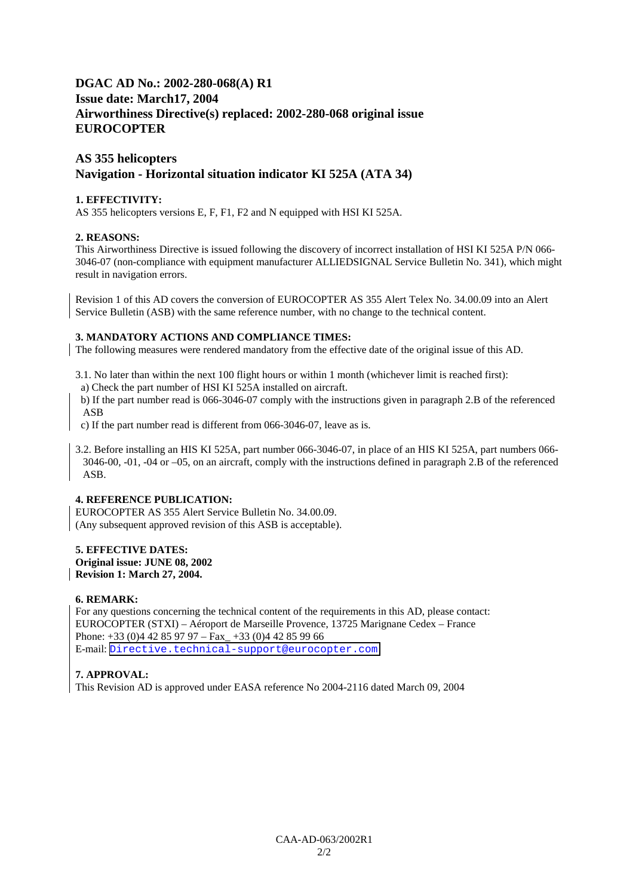**DGAC AD No.: 2002-280-068(A) R1**
**Issue date: March17, 2004**
**Airworthiness Directive(s) replaced: 2002-280-068 original issue**
**EUROCOPTER**

## AS 355 helicopters
## Navigation - Horizontal situation indicator KI 525A (ATA 34)

### 1. EFFECTIVITY:

AS 355 helicopters versions E, F, F1, F2 and N equipped with HSI KI 525A.

### 2. REASONS:

This Airworthiness Directive is issued following the discovery of incorrect installation of HSI KI 525A P/N 066-3046-07 (non-compliance with equipment manufacturer ALLIEDSIGNAL Service Bulletin No. 341), which might result in navigation errors.

Revision 1 of this AD covers the conversion of EUROCOPTER AS 355 Alert Telex No. 34.00.09 into an Alert Service Bulletin (ASB) with the same reference number, with no change to the technical content.

### 3. MANDATORY ACTIONS AND COMPLIANCE TIMES:

The following measures were rendered mandatory from the effective date of the original issue of this AD.

3.1. No later than within the next 100 flight hours or within 1 month (whichever limit is reached first):

a) Check the part number of HSI KI 525A installed on aircraft.

b) If the part number read is 066-3046-07 comply with the instructions given in paragraph 2.B of the referenced ASB

c) If the part number read is different from 066-3046-07, leave as is.

3.2. Before installing an HIS KI 525A, part number 066-3046-07, in place of an HIS KI 525A, part numbers 066-3046-00, -01, -04 or –05, on an aircraft, comply with the instructions defined in paragraph 2.B of the referenced ASB.

### 4. REFERENCE PUBLICATION:

EUROCOPTER AS 355 Alert Service Bulletin No. 34.00.09.
(Any subsequent approved revision of this ASB is acceptable).

### 5. EFFECTIVE DATES:

**Original issue: JUNE 08, 2002**
**Revision 1: March 27, 2004.**

### 6. REMARK:

For any questions concerning the technical content of the requirements in this AD, please contact:
EUROCOPTER (STXI) – Aéroport de Marseille Provence, 13725 Marignane Cedex – France
Phone: +33 (0)4 42 85 97 97 – Fax_ +33 (0)4 42 85 99 66
E-mail: Directive.technical-support@eurocopter.com

### 7. APPROVAL:

This Revision AD is approved under EASA reference No 2004-2116 dated March 09, 2004

CAA-AD-063/2002R1